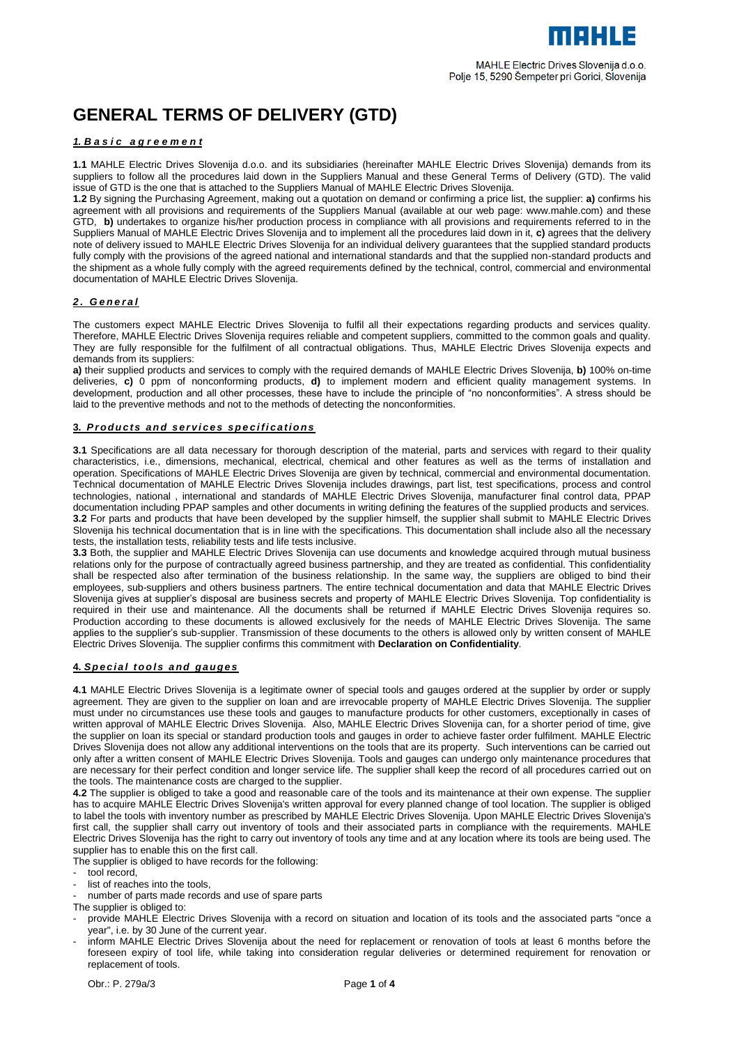MAHLE Electric Drives Slovenija d.o.o.
Polje 15, 5290 Šempeter pri Gorici, Slovenija

# GENERAL TERMS OF DELIVERY (GTD)

## *1. Basic agreement*

**1.1** MAHLE Electric Drives Slovenija d.o.o. and its subsidiaries (hereinafter MAHLE Electric Drives Slovenija) demands from its suppliers to follow all the procedures laid down in the Suppliers Manual and these General Terms of Delivery (GTD). The valid issue of GTD is the one that is attached to the Suppliers Manual of MAHLE Electric Drives Slovenija.

**1.2** By signing the Purchasing Agreement, making out a quotation on demand or confirming a price list, the supplier: **a)** confirms his agreement with all provisions and requirements of the Suppliers Manual (available at our web page: www.mahle.com) and these GTD, **b)** undertakes to organize his/her production process in compliance with all provisions and requirements referred to in the Suppliers Manual of MAHLE Electric Drives Slovenija and to implement all the procedures laid down in it, **c)** agrees that the delivery note of delivery issued to MAHLE Electric Drives Slovenija for an individual delivery guarantees that the supplied standard products fully comply with the provisions of the agreed national and international standards and that the supplied non-standard products and the shipment as a whole fully comply with the agreed requirements defined by the technical, control, commercial and environmental documentation of MAHLE Electric Drives Slovenija.

## *2. General*

The customers expect MAHLE Electric Drives Slovenija to fulfil all their expectations regarding products and services quality. Therefore, MAHLE Electric Drives Slovenija requires reliable and competent suppliers, committed to the common goals and quality. They are fully responsible for the fulfilment of all contractual obligations. Thus, MAHLE Electric Drives Slovenija expects and demands from its suppliers:

**a)** their supplied products and services to comply with the required demands of MAHLE Electric Drives Slovenija, **b)** 100% on-time deliveries, **c)** 0 ppm of nonconforming products, **d)** to implement modern and efficient quality management systems. In development, production and all other processes, these have to include the principle of "no nonconformities". A stress should be laid to the preventive methods and not to the methods of detecting the nonconformities.

## *3. Products and services specifications*

**3.1** Specifications are all data necessary for thorough description of the material, parts and services with regard to their quality characteristics, i.e., dimensions, mechanical, electrical, chemical and other features as well as the terms of installation and operation. Specifications of MAHLE Electric Drives Slovenija are given by technical, commercial and environmental documentation. Technical documentation of MAHLE Electric Drives Slovenija includes drawings, part list, test specifications, process and control technologies, national , international and standards of MAHLE Electric Drives Slovenija, manufacturer final control data, PPAP documentation including PPAP samples and other documents in writing defining the features of the supplied products and services.

**3.2** For parts and products that have been developed by the supplier himself, the supplier shall submit to MAHLE Electric Drives Slovenija his technical documentation that is in line with the specifications. This documentation shall include also all the necessary tests, the installation tests, reliability tests and life tests inclusive.

**3.3** Both, the supplier and MAHLE Electric Drives Slovenija can use documents and knowledge acquired through mutual business relations only for the purpose of contractually agreed business partnership, and they are treated as confidential. This confidentiality shall be respected also after termination of the business relationship. In the same way, the suppliers are obliged to bind their employees, sub-suppliers and others business partners. The entire technical documentation and data that MAHLE Electric Drives Slovenija gives at supplier's disposal are business secrets and property of MAHLE Electric Drives Slovenija. Top confidentiality is required in their use and maintenance. All the documents shall be returned if MAHLE Electric Drives Slovenija requires so. Production according to these documents is allowed exclusively for the needs of MAHLE Electric Drives Slovenija. The same applies to the supplier's sub-supplier. Transmission of these documents to the others is allowed only by written consent of MAHLE Electric Drives Slovenija. The supplier confirms this commitment with **Declaration on Confidentiality**.

## *4. Special tools and gauges*

**4.1** MAHLE Electric Drives Slovenija is a legitimate owner of special tools and gauges ordered at the supplier by order or supply agreement. They are given to the supplier on loan and are irrevocable property of MAHLE Electric Drives Slovenija. The supplier must under no circumstances use these tools and gauges to manufacture products for other customers, exceptionally in cases of written approval of MAHLE Electric Drives Slovenija. Also, MAHLE Electric Drives Slovenija can, for a shorter period of time, give the supplier on loan its special or standard production tools and gauges in order to achieve faster order fulfilment. MAHLE Electric Drives Slovenija does not allow any additional interventions on the tools that are its property. Such interventions can be carried out only after a written consent of MAHLE Electric Drives Slovenija. Tools and gauges can undergo only maintenance procedures that are necessary for their perfect condition and longer service life. The supplier shall keep the record of all procedures carried out on the tools. The maintenance costs are charged to the supplier.

**4.2** The supplier is obliged to take a good and reasonable care of the tools and its maintenance at their own expense. The supplier has to acquire MAHLE Electric Drives Slovenija's written approval for every planned change of tool location. The supplier is obliged to label the tools with inventory number as prescribed by MAHLE Electric Drives Slovenija. Upon MAHLE Electric Drives Slovenija's first call, the supplier shall carry out inventory of tools and their associated parts in compliance with the requirements. MAHLE Electric Drives Slovenija has the right to carry out inventory of tools any time and at any location where its tools are being used. The supplier has to enable this on the first call.

The supplier is obliged to have records for the following:

- tool record,
- list of reaches into the tools,
- number of parts made records and use of spare parts

The supplier is obliged to:

- provide MAHLE Electric Drives Slovenija with a record on situation and location of its tools and the associated parts "once a year", i.e. by 30 June of the current year.
- inform MAHLE Electric Drives Slovenija about the need for replacement or renovation of tools at least 6 months before the foreseen expiry of tool life, while taking into consideration regular deliveries or determined requirement for renovation or replacement of tools.

Obr.: P. 279a/3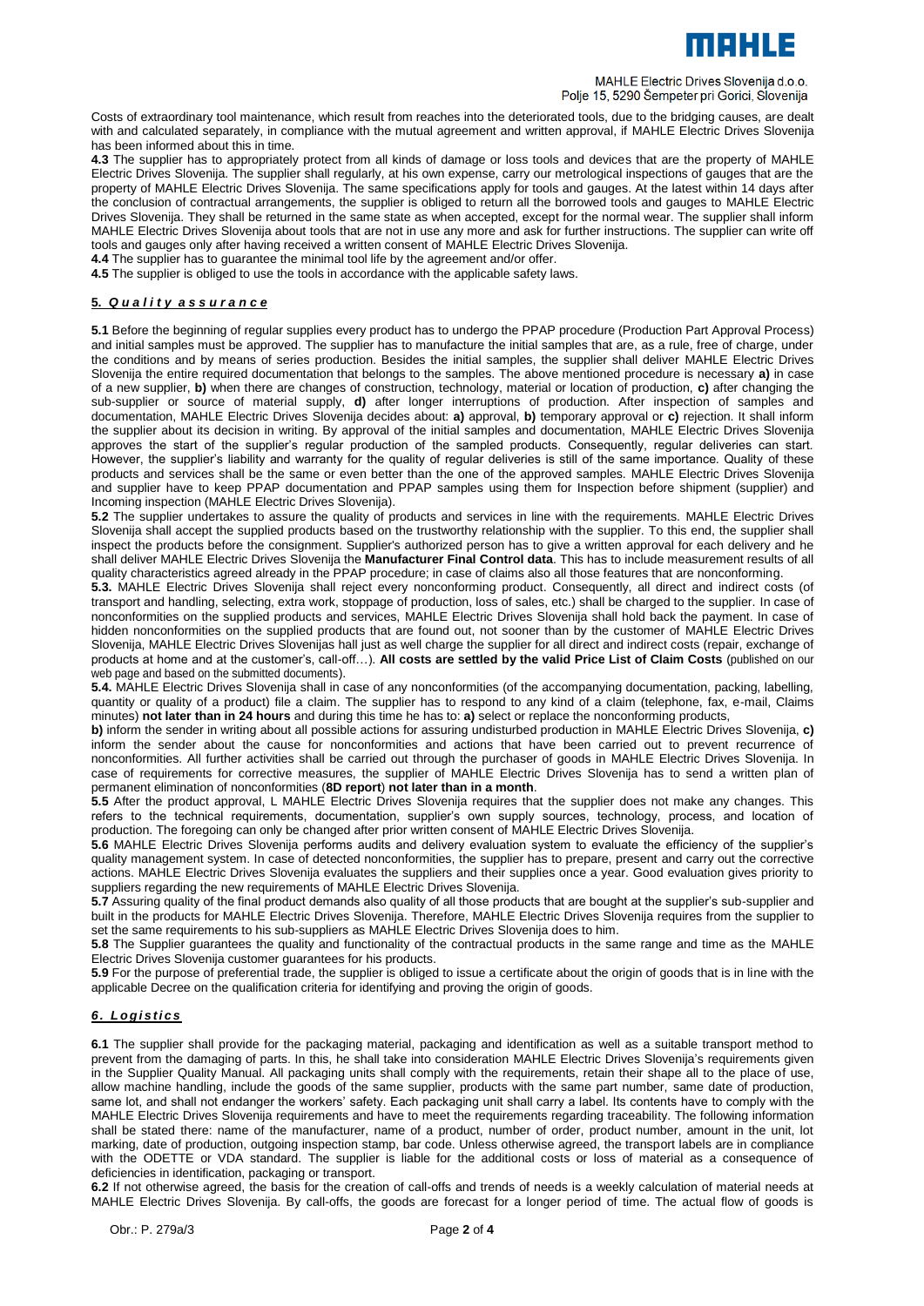Costs of extraordinary tool maintenance, which result from reaches into the deteriorated tools, due to the bridging causes, are dealt with and calculated separately, in compliance with the mutual agreement and written approval, if MAHLE Electric Drives Slovenija has been informed about this in time.

**4.3** The supplier has to appropriately protect from all kinds of damage or loss tools and devices that are the property of MAHLE Electric Drives Slovenija. The supplier shall regularly, at his own expense, carry our metrological inspections of gauges that are the property of MAHLE Electric Drives Slovenija. The same specifications apply for tools and gauges. At the latest within 14 days after the conclusion of contractual arrangements, the supplier is obliged to return all the borrowed tools and gauges to MAHLE Electric Drives Slovenija. They shall be returned in the same state as when accepted, except for the normal wear. The supplier shall inform MAHLE Electric Drives Slovenija about tools that are not in use any more and ask for further instructions. The supplier can write off tools and gauges only after having received a written consent of MAHLE Electric Drives Slovenija.

**4.4** The supplier has to guarantee the minimal tool life by the agreement and/or offer.

**4.5** The supplier is obliged to use the tools in accordance with the applicable safety laws.

## 5. *Quality assurance*

**5.1** Before the beginning of regular supplies every product has to undergo the PPAP procedure (Production Part Approval Process) and initial samples must be approved. The supplier has to manufacture the initial samples that are, as a rule, free of charge, under the conditions and by means of series production. Besides the initial samples, the supplier shall deliver MAHLE Electric Drives Slovenija the entire required documentation that belongs to the samples. The above mentioned procedure is necessary **a)** in case of a new supplier, **b)** when there are changes of construction, technology, material or location of production, **c)** after changing the sub-supplier or source of material supply, **d)** after longer interruptions of production. After inspection of samples and documentation, MAHLE Electric Drives Slovenija decides about: **a)** approval, **b)** temporary approval or **c)** rejection. It shall inform the supplier about its decision in writing. By approval of the initial samples and documentation, MAHLE Electric Drives Slovenija approves the start of the supplier's regular production of the sampled products. Consequently, regular deliveries can start. However, the supplier's liability and warranty for the quality of regular deliveries is still of the same importance. Quality of these products and services shall be the same or even better than the one of the approved samples. MAHLE Electric Drives Slovenija and supplier have to keep PPAP documentation and PPAP samples using them for Inspection before shipment (supplier) and Incoming inspection (MAHLE Electric Drives Slovenija).

**5.2** The supplier undertakes to assure the quality of products and services in line with the requirements. MAHLE Electric Drives Slovenija shall accept the supplied products based on the trustworthy relationship with the supplier. To this end, the supplier shall inspect the products before the consignment. Supplier's authorized person has to give a written approval for each delivery and he shall deliver MAHLE Electric Drives Slovenija the **Manufacturer Final Control data**. This has to include measurement results of all quality characteristics agreed already in the PPAP procedure; in case of claims also all those features that are nonconforming.

**5.3.** MAHLE Electric Drives Slovenija shall reject every nonconforming product. Consequently, all direct and indirect costs (of transport and handling, selecting, extra work, stoppage of production, loss of sales, etc.) shall be charged to the supplier. In case of nonconformities on the supplied products and services, MAHLE Electric Drives Slovenija shall hold back the payment. In case of hidden nonconformities on the supplied products that are found out, not sooner than by the customer of MAHLE Electric Drives Slovenija, MAHLE Electric Drives Slovenijas hall just as well charge the supplier for all direct and indirect costs (repair, exchange of products at home and at the customer's, call-off…). **All costs are settled by the valid Price List of Claim Costs** (published on our web page and based on the submitted documents).

**5.4.** MAHLE Electric Drives Slovenija shall in case of any nonconformities (of the accompanying documentation, packing, labelling, quantity or quality of a product) file a claim. The supplier has to respond to any kind of a claim (telephone, fax, e-mail, Claims minutes) **not later than in 24 hours** and during this time he has to: **a)** select or replace the nonconforming products, **b)** inform the sender in writing about all possible actions for assuring undisturbed production in MAHLE Electric Drives Slovenija, **c)** inform the sender about the cause for nonconformities and actions that have been carried out to prevent recurrence of nonconformities. All further activities shall be carried out through the purchaser of goods in MAHLE Electric Drives Slovenija. In case of requirements for corrective measures, the supplier of MAHLE Electric Drives Slovenija has to send a written plan of permanent elimination of nonconformities (**8D report**) **not later than in a month**.

**5.5** After the product approval, L MAHLE Electric Drives Slovenija requires that the supplier does not make any changes. This refers to the technical requirements, documentation, supplier's own supply sources, technology, process, and location of production. The foregoing can only be changed after prior written consent of MAHLE Electric Drives Slovenija.

**5.6** MAHLE Electric Drives Slovenija performs audits and delivery evaluation system to evaluate the efficiency of the supplier's quality management system. In case of detected nonconformities, the supplier has to prepare, present and carry out the corrective actions. MAHLE Electric Drives Slovenija evaluates the suppliers and their supplies once a year. Good evaluation gives priority to suppliers regarding the new requirements of MAHLE Electric Drives Slovenija.

**5.7** Assuring quality of the final product demands also quality of all those products that are bought at the supplier's sub-supplier and built in the products for MAHLE Electric Drives Slovenija. Therefore, MAHLE Electric Drives Slovenija requires from the supplier to set the same requirements to his sub-suppliers as MAHLE Electric Drives Slovenija does to him.

**5.8** The Supplier guarantees the quality and functionality of the contractual products in the same range and time as the MAHLE Electric Drives Slovenija customer guarantees for his products.

**5.9** For the purpose of preferential trade, the supplier is obliged to issue a certificate about the origin of goods that is in line with the applicable Decree on the qualification criteria for identifying and proving the origin of goods.

## *6. Logistics*

**6.1** The supplier shall provide for the packaging material, packaging and identification as well as a suitable transport method to prevent from the damaging of parts. In this, he shall take into consideration MAHLE Electric Drives Slovenija's requirements given in the Supplier Quality Manual. All packaging units shall comply with the requirements, retain their shape all to the place of use, allow machine handling, include the goods of the same supplier, products with the same part number, same date of production, same lot, and shall not endanger the workers' safety. Each packaging unit shall carry a label. Its contents have to comply with the MAHLE Electric Drives Slovenija requirements and have to meet the requirements regarding traceability. The following information shall be stated there: name of the manufacturer, name of a product, number of order, product number, amount in the unit, lot marking, date of production, outgoing inspection stamp, bar code. Unless otherwise agreed, the transport labels are in compliance with the ODETTE or VDA standard. The supplier is liable for the additional costs or loss of material as a consequence of deficiencies in identification, packaging or transport.

**6.2** If not otherwise agreed, the basis for the creation of call-offs and trends of needs is a weekly calculation of material needs at MAHLE Electric Drives Slovenija. By call-offs, the goods are forecast for a longer period of time. The actual flow of goods is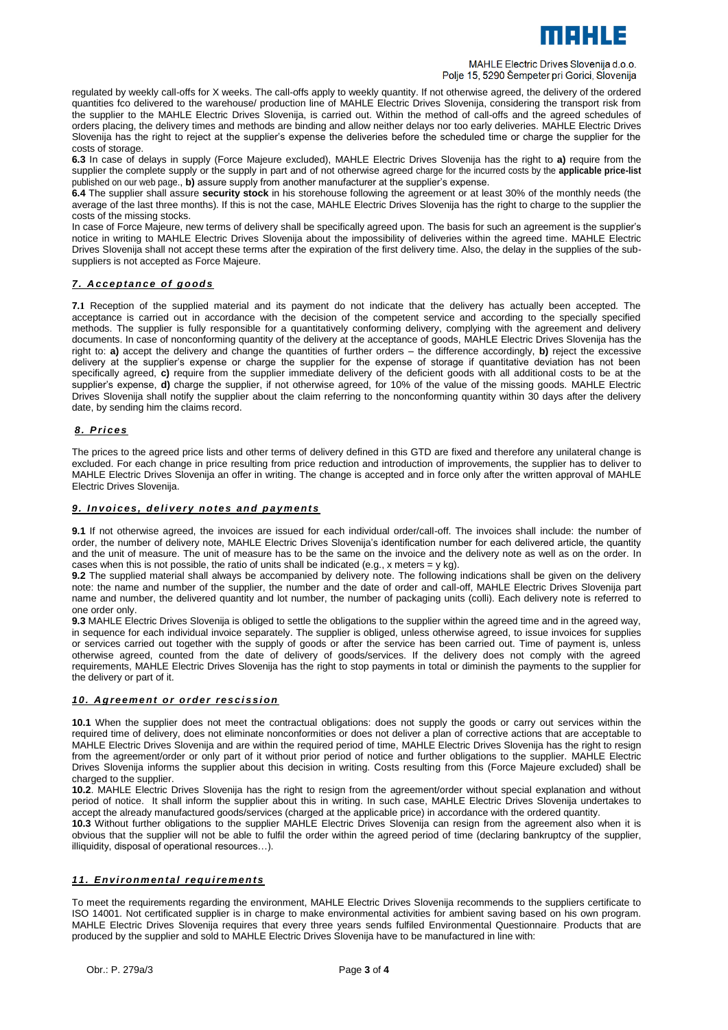regulated by weekly call-offs for X weeks. The call-offs apply to weekly quantity. If not otherwise agreed, the delivery of the ordered quantities fco delivered to the warehouse/ production line of MAHLE Electric Drives Slovenija, considering the transport risk from the supplier to the MAHLE Electric Drives Slovenija, is carried out. Within the method of call-offs and the agreed schedules of orders placing, the delivery times and methods are binding and allow neither delays nor too early deliveries. MAHLE Electric Drives Slovenija has the right to reject at the supplier's expense the deliveries before the scheduled time or charge the supplier for the costs of storage.

**6.3** In case of delays in supply (Force Majeure excluded), MAHLE Electric Drives Slovenija has the right to **a)** require from the supplier the complete supply or the supply in part and of not otherwise agreed charge for the incurred costs by the **applicable price-list** published on our web page., **b)** assure supply from another manufacturer at the supplier's expense.

**6.4** The supplier shall assure **security stock** in his storehouse following the agreement or at least 30% of the monthly needs (the average of the last three months). If this is not the case, MAHLE Electric Drives Slovenija has the right to charge to the supplier the costs of the missing stocks.

In case of Force Majeure, new terms of delivery shall be specifically agreed upon. The basis for such an agreement is the supplier's notice in writing to MAHLE Electric Drives Slovenija about the impossibility of deliveries within the agreed time. MAHLE Electric Drives Slovenija shall not accept these terms after the expiration of the first delivery time. Also, the delay in the supplies of the sub-suppliers is not accepted as Force Majeure.

## *7. Acceptance of goods*

**7.1** Reception of the supplied material and its payment do not indicate that the delivery has actually been accepted. The acceptance is carried out in accordance with the decision of the competent service and according to the specially specified methods. The supplier is fully responsible for a quantitatively conforming delivery, complying with the agreement and delivery documents. In case of nonconforming quantity of the delivery at the acceptance of goods, MAHLE Electric Drives Slovenija has the right to: **a)** accept the delivery and change the quantities of further orders – the difference accordingly, **b)** reject the excessive delivery at the supplier's expense or charge the supplier for the expense of storage if quantitative deviation has not been specifically agreed, **c)** require from the supplier immediate delivery of the deficient goods with all additional costs to be at the supplier's expense, **d)** charge the supplier, if not otherwise agreed, for 10% of the value of the missing goods. MAHLE Electric Drives Slovenija shall notify the supplier about the claim referring to the nonconforming quantity within 30 days after the delivery date, by sending him the claims record.

## *8. Prices*

The prices to the agreed price lists and other terms of delivery defined in this GTD are fixed and therefore any unilateral change is excluded. For each change in price resulting from price reduction and introduction of improvements, the supplier has to deliver to MAHLE Electric Drives Slovenija an offer in writing. The change is accepted and in force only after the written approval of MAHLE Electric Drives Slovenija.

## *9. Invoices, delivery notes and payments*

**9.1** If not otherwise agreed, the invoices are issued for each individual order/call-off. The invoices shall include: the number of order, the number of delivery note, MAHLE Electric Drives Slovenija's identification number for each delivered article, the quantity and the unit of measure. The unit of measure has to be the same on the invoice and the delivery note as well as on the order. In cases when this is not possible, the ratio of units shall be indicated (e.g., x meters = y kg).

**9.2** The supplied material shall always be accompanied by delivery note. The following indications shall be given on the delivery note: the name and number of the supplier, the number and the date of order and call-off, MAHLE Electric Drives Slovenija part name and number, the delivered quantity and lot number, the number of packaging units (colli). Each delivery note is referred to one order only.

**9.3** MAHLE Electric Drives Slovenija is obliged to settle the obligations to the supplier within the agreed time and in the agreed way, in sequence for each individual invoice separately. The supplier is obliged, unless otherwise agreed, to issue invoices for supplies or services carried out together with the supply of goods or after the service has been carried out. Time of payment is, unless otherwise agreed, counted from the date of delivery of goods/services. If the delivery does not comply with the agreed requirements, MAHLE Electric Drives Slovenija has the right to stop payments in total or diminish the payments to the supplier for the delivery or part of it.

## *10. Agreement or order rescission*

**10.1** When the supplier does not meet the contractual obligations: does not supply the goods or carry out services within the required time of delivery, does not eliminate nonconformities or does not deliver a plan of corrective actions that are acceptable to MAHLE Electric Drives Slovenija and are within the required period of time, MAHLE Electric Drives Slovenija has the right to resign from the agreement/order or only part of it without prior period of notice and further obligations to the supplier. MAHLE Electric Drives Slovenija informs the supplier about this decision in writing. Costs resulting from this (Force Majeure excluded) shall be charged to the supplier.

**10.2**. MAHLE Electric Drives Slovenija has the right to resign from the agreement/order without special explanation and without period of notice. It shall inform the supplier about this in writing. In such case, MAHLE Electric Drives Slovenija undertakes to accept the already manufactured goods/services (charged at the applicable price) in accordance with the ordered quantity.

**10.3** Without further obligations to the supplier MAHLE Electric Drives Slovenija can resign from the agreement also when it is obvious that the supplier will not be able to fulfil the order within the agreed period of time (declaring bankruptcy of the supplier, illiquidity, disposal of operational resources…).

## *11. Environmental requirements*

To meet the requirements regarding the environment, MAHLE Electric Drives Slovenija recommends to the suppliers certificate to ISO 14001. Not certificated supplier is in charge to make environmental activities for ambient saving based on his own program. MAHLE Electric Drives Slovenija requires that every three years sends fulfiled Environmental Questionnaire. Products that are produced by the supplier and sold to MAHLE Electric Drives Slovenija have to be manufactured in line with: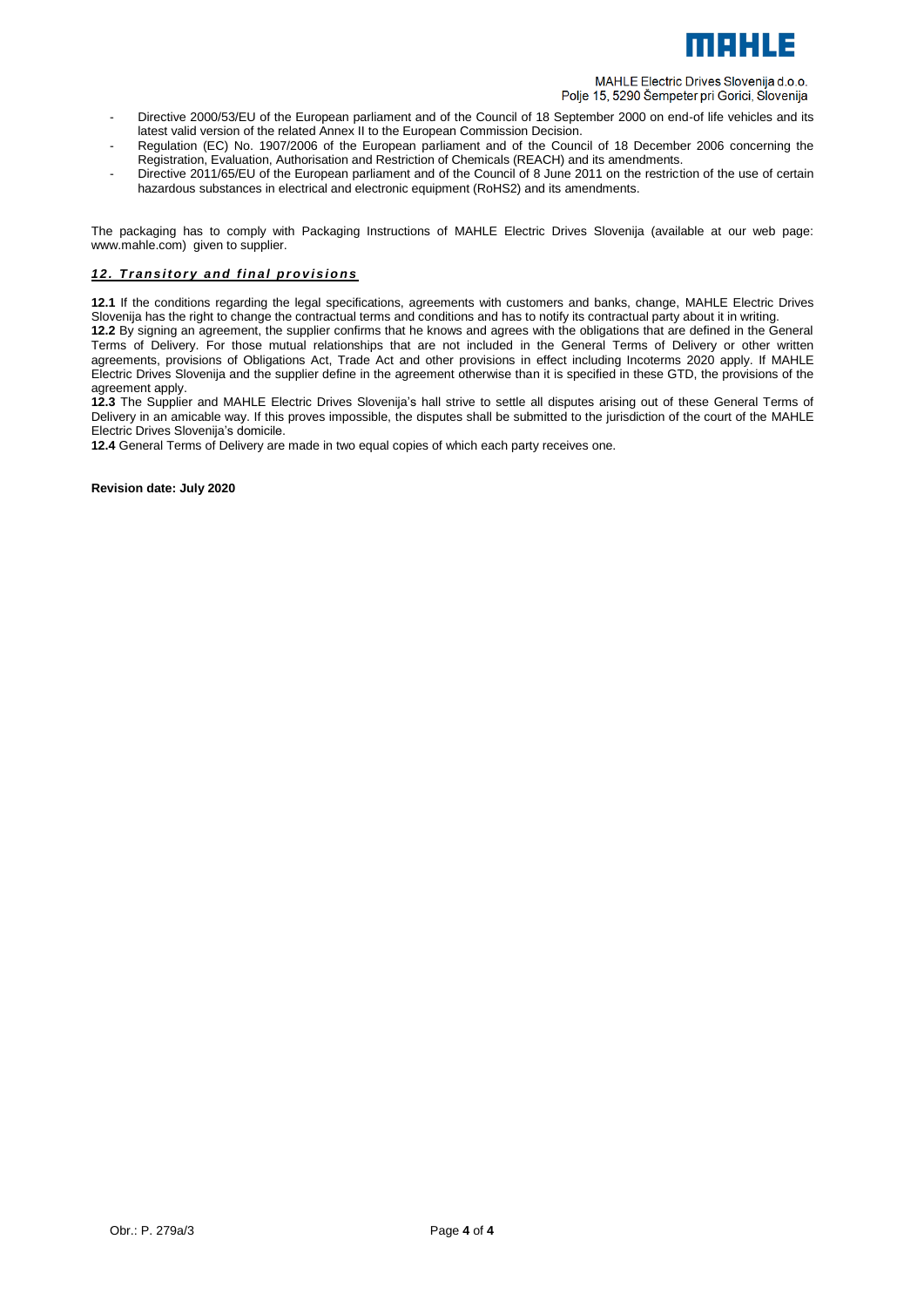- Directive 2000/53/EU of the European parliament and of the Council of 18 September 2000 on end-of life vehicles and its latest valid version of the related Annex II to the European Commission Decision.
- Regulation (EC) No. 1907/2006 of the European parliament and of the Council of 18 December 2006 concerning the Registration, Evaluation, Authorisation and Restriction of Chemicals (REACH) and its amendments.
- Directive 2011/65/EU of the European parliament and of the Council of 8 June 2011 on the restriction of the use of certain hazardous substances in electrical and electronic equipment (RoHS2) and its amendments.

The packaging has to comply with Packaging Instructions of MAHLE Electric Drives Slovenija (available at our web page: www.mahle.com) given to supplier.

## *12. Transitory and final provisions*

**12.1** If the conditions regarding the legal specifications, agreements with customers and banks, change, MAHLE Electric Drives Slovenija has the right to change the contractual terms and conditions and has to notify its contractual party about it in writing.

**12.2** By signing an agreement, the supplier confirms that he knows and agrees with the obligations that are defined in the General Terms of Delivery. For those mutual relationships that are not included in the General Terms of Delivery or other written agreements, provisions of Obligations Act, Trade Act and other provisions in effect including Incoterms 2020 apply. If MAHLE Electric Drives Slovenija and the supplier define in the agreement otherwise than it is specified in these GTD, the provisions of the agreement apply.

**12.3** The Supplier and MAHLE Electric Drives Slovenija's hall strive to settle all disputes arising out of these General Terms of Delivery in an amicable way. If this proves impossible, the disputes shall be submitted to the jurisdiction of the court of the MAHLE Electric Drives Slovenija's domicile.

**12.4** General Terms of Delivery are made in two equal copies of which each party receives one.

**Revision date: July 2020**

Obr.: P. 279a/3